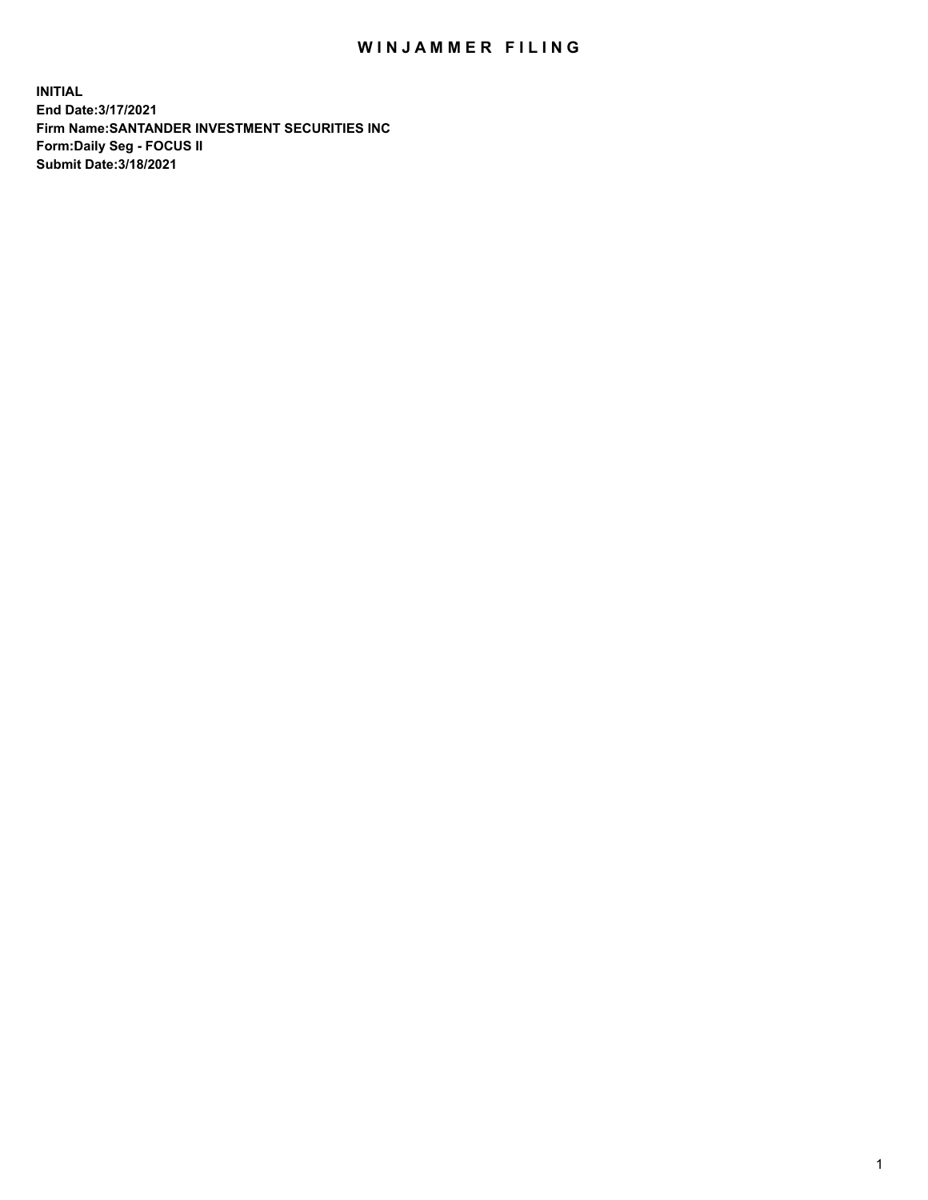# WINJAMMER FILING

**INITIAL**
**End Date:3/17/2021**
**Firm Name:SANTANDER INVESTMENT SECURITIES INC**
**Form:Daily Seg - FOCUS II**
**Submit Date:3/18/2021**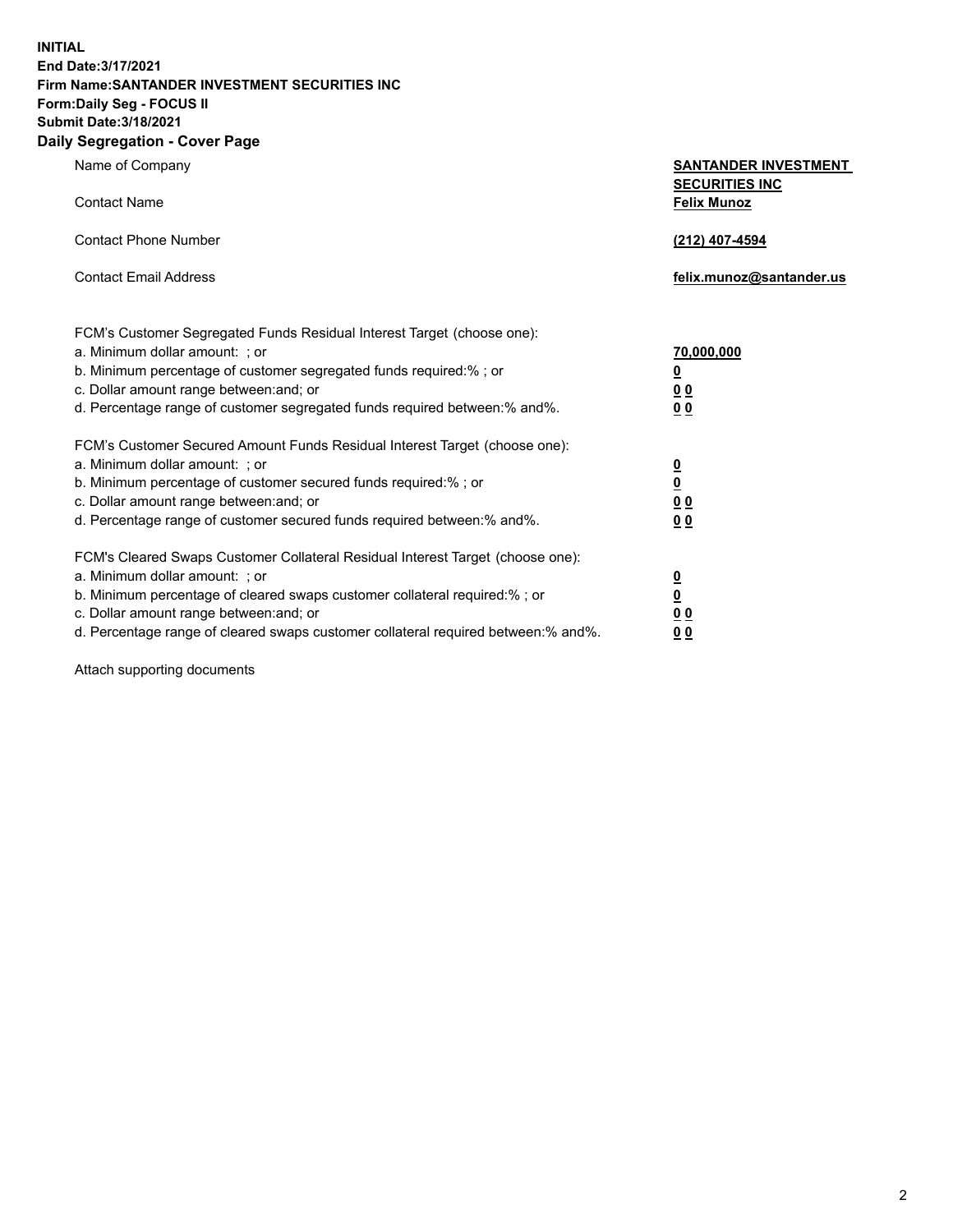**INITIAL**
**End Date:3/17/2021**
**Firm Name:SANTANDER INVESTMENT SECURITIES INC**
**Form:Daily Seg - FOCUS II**
**Submit Date:3/18/2021**

## Daily Segregation - Cover Page

| | |
|---|---|
| Name of Company | **SANTANDER INVESTMENT SECURITIES INC** |
| Contact Name | **Felix Munoz** |
| Contact Phone Number | **(212) 407-4594** |
| Contact Email Address | **felix.munoz@santander.us** |

FCM's Customer Segregated Funds Residual Interest Target (choose one):

| | |
|---|---|
| a. Minimum dollar amount: ; or | **70,000,000** |
| b. Minimum percentage of customer segregated funds required:% ; or | **0** |
| c. Dollar amount range between:and; or | **0 0** |
| d. Percentage range of customer segregated funds required between:% and%. | **0 0** |

FCM's Customer Secured Amount Funds Residual Interest Target (choose one):

| | |
|---|---|
| a. Minimum dollar amount: ; or | **0** |
| b. Minimum percentage of customer secured funds required:% ; or | **0** |
| c. Dollar amount range between:and; or | **0 0** |
| d. Percentage range of customer secured funds required between:% and%. | **0 0** |

FCM's Cleared Swaps Customer Collateral Residual Interest Target (choose one):

| | |
|---|---|
| a. Minimum dollar amount: ; or | **0** |
| b. Minimum percentage of cleared swaps customer collateral required:% ; or | **0** |
| c. Dollar amount range between:and; or | **0 0** |
| d. Percentage range of cleared swaps customer collateral required between:% and%. | **0 0** |

Attach supporting documents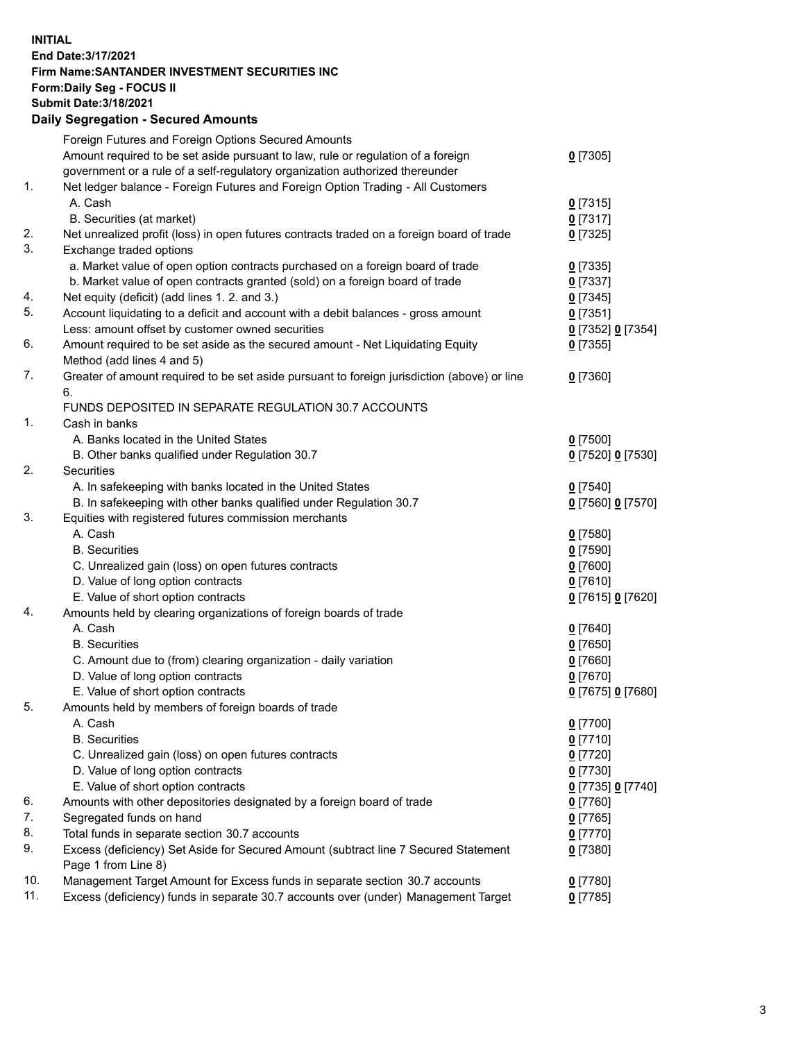**INITIAL**
**End Date:3/17/2021**
**Firm Name:SANTANDER INVESTMENT SECURITIES INC**
**Form:Daily Seg - FOCUS II**
**Submit Date:3/18/2021**

## Daily Segregation - Secured Amounts

| | | |
|---|---|---|
| | Foreign Futures and Foreign Options Secured Amounts | |
| | Amount required to be set aside pursuant to law, rule or regulation of a foreign government or a rule of a self-regulatory organization authorized thereunder | 0 [7305] |
| 1. | Net ledger balance - Foreign Futures and Foreign Option Trading - All Customers | |
| | A. Cash | 0 [7315] |
| | B. Securities (at market) | 0 [7317] |
| 2. | Net unrealized profit (loss) in open futures contracts traded on a foreign board of trade | 0 [7325] |
| 3. | Exchange traded options | |
| | a. Market value of open option contracts purchased on a foreign board of trade | 0 [7335] |
| | b. Market value of open contracts granted (sold) on a foreign board of trade | 0 [7337] |
| 4. | Net equity (deficit) (add lines 1. 2. and 3.) | 0 [7345] |
| 5. | Account liquidating to a deficit and account with a debit balances - gross amount | 0 [7351] |
| | Less: amount offset by customer owned securities | 0 [7352] 0 [7354] |
| 6. | Amount required to be set aside as the secured amount - Net Liquidating Equity Method (add lines 4 and 5) | 0 [7355] |
| 7. | Greater of amount required to be set aside pursuant to foreign jurisdiction (above) or line 6. | 0 [7360] |
| | FUNDS DEPOSITED IN SEPARATE REGULATION 30.7 ACCOUNTS | |
| 1. | Cash in banks | |
| | A. Banks located in the United States | 0 [7500] |
| | B. Other banks qualified under Regulation 30.7 | 0 [7520] 0 [7530] |
| 2. | Securities | |
| | A. In safekeeping with banks located in the United States | 0 [7540] |
| | B. In safekeeping with other banks qualified under Regulation 30.7 | 0 [7560] 0 [7570] |
| 3. | Equities with registered futures commission merchants | |
| | A. Cash | 0 [7580] |
| | B. Securities | 0 [7590] |
| | C. Unrealized gain (loss) on open futures contracts | 0 [7600] |
| | D. Value of long option contracts | 0 [7610] |
| | E. Value of short option contracts | 0 [7615] 0 [7620] |
| 4. | Amounts held by clearing organizations of foreign boards of trade | |
| | A. Cash | 0 [7640] |
| | B. Securities | 0 [7650] |
| | C. Amount due to (from) clearing organization - daily variation | 0 [7660] |
| | D. Value of long option contracts | 0 [7670] |
| | E. Value of short option contracts | 0 [7675] 0 [7680] |
| 5. | Amounts held by members of foreign boards of trade | |
| | A. Cash | 0 [7700] |
| | B. Securities | 0 [7710] |
| | C. Unrealized gain (loss) on open futures contracts | 0 [7720] |
| | D. Value of long option contracts | 0 [7730] |
| | E. Value of short option contracts | 0 [7735] 0 [7740] |
| 6. | Amounts with other depositories designated by a foreign board of trade | 0 [7760] |
| 7. | Segregated funds on hand | 0 [7765] |
| 8. | Total funds in separate section 30.7 accounts | 0 [7770] |
| 9. | Excess (deficiency) Set Aside for Secured Amount (subtract line 7 Secured Statement Page 1 from Line 8) | 0 [7380] |
| 10. | Management Target Amount for Excess funds in separate section 30.7 accounts | 0 [7780] |
| 11. | Excess (deficiency) funds in separate 30.7 accounts over (under) Management Target | 0 [7785] |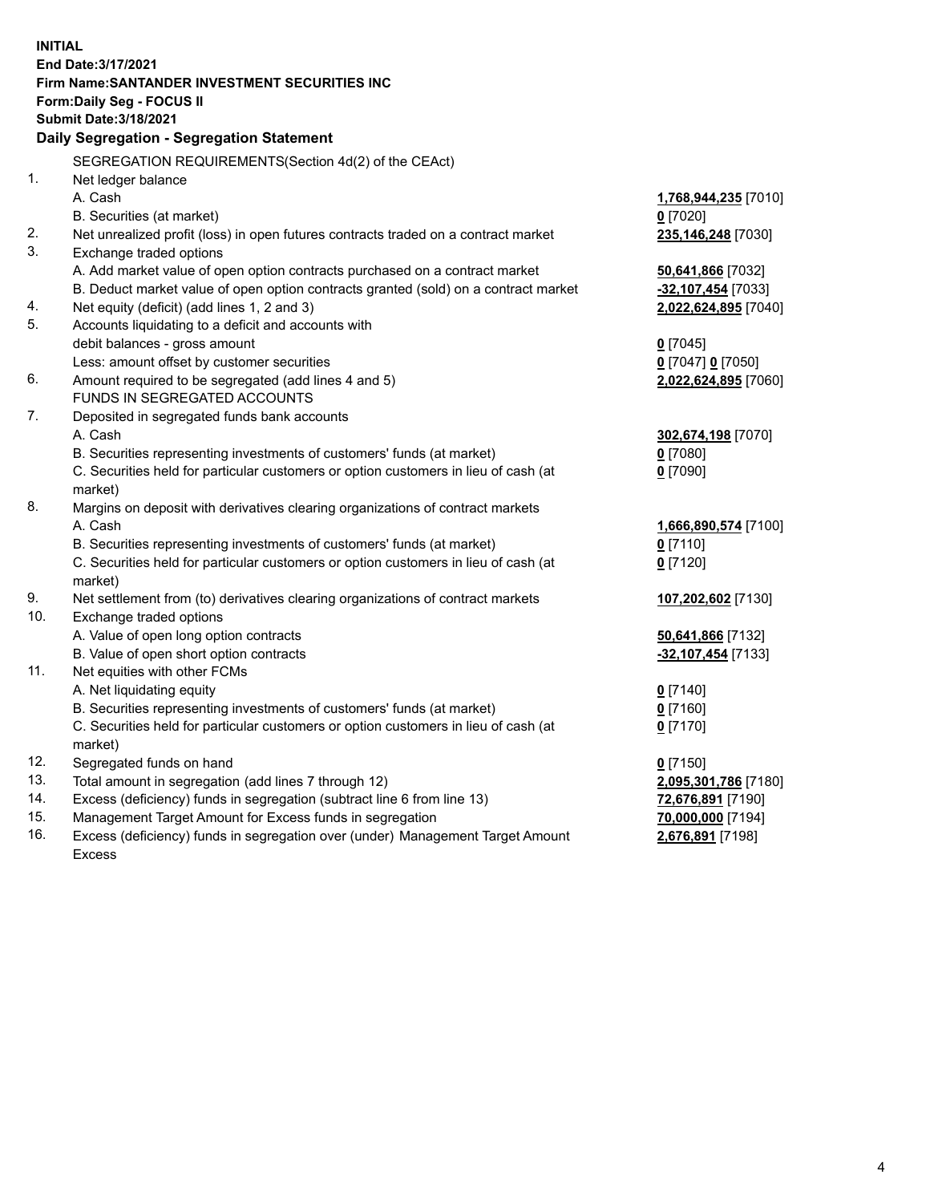**INITIAL**
**End Date:3/17/2021**
**Firm Name:SANTANDER INVESTMENT SECURITIES INC**
**Form:Daily Seg - FOCUS II**
**Submit Date:3/18/2021**

## Daily Segregation - Segregation Statement

SEGREGATION REQUIREMENTS(Section 4d(2) of the CEAct)

| | | |
|---|---|---|
| 1. | Net ledger balance | |
| | A. Cash | **1,768,944,235** [7010] |
| | B. Securities (at market) | **0** [7020] |
| 2. | Net unrealized profit (loss) in open futures contracts traded on a contract market | **235,146,248** [7030] |
| 3. | Exchange traded options | |
| | A. Add market value of open option contracts purchased on a contract market | **50,641,866** [7032] |
| | B. Deduct market value of open option contracts granted (sold) on a contract market | **-32,107,454** [7033] |
| 4. | Net equity (deficit) (add lines 1, 2 and 3) | **2,022,624,895** [7040] |
| 5. | Accounts liquidating to a deficit and accounts with debit balances - gross amount | **0** [7045] |
| | Less: amount offset by customer securities | **0** [7047] **0** [7050] |
| 6. | Amount required to be segregated (add lines 4 and 5) | **2,022,624,895** [7060] |
| | FUNDS IN SEGREGATED ACCOUNTS | |
| 7. | Deposited in segregated funds bank accounts | |
| | A. Cash | **302,674,198** [7070] |
| | B. Securities representing investments of customers' funds (at market) | **0** [7080] |
| | C. Securities held for particular customers or option customers in lieu of cash (at market) | **0** [7090] |
| 8. | Margins on deposit with derivatives clearing organizations of contract markets | |
| | A. Cash | **1,666,890,574** [7100] |
| | B. Securities representing investments of customers' funds (at market) | **0** [7110] |
| | C. Securities held for particular customers or option customers in lieu of cash (at market) | **0** [7120] |
| 9. | Net settlement from (to) derivatives clearing organizations of contract markets | **107,202,602** [7130] |
| 10. | Exchange traded options | |
| | A. Value of open long option contracts | **50,641,866** [7132] |
| | B. Value of open short option contracts | **-32,107,454** [7133] |
| 11. | Net equities with other FCMs | |
| | A. Net liquidating equity | **0** [7140] |
| | B. Securities representing investments of customers' funds (at market) | **0** [7160] |
| | C. Securities held for particular customers or option customers in lieu of cash (at market) | **0** [7170] |
| 12. | Segregated funds on hand | **0** [7150] |
| 13. | Total amount in segregation (add lines 7 through 12) | **2,095,301,786** [7180] |
| 14. | Excess (deficiency) funds in segregation (subtract line 6 from line 13) | **72,676,891** [7190] |
| 15. | Management Target Amount for Excess funds in segregation | **70,000,000** [7194] |
| 16. | Excess (deficiency) funds in segregation over (under) Management Target Amount Excess | **2,676,891** [7198] |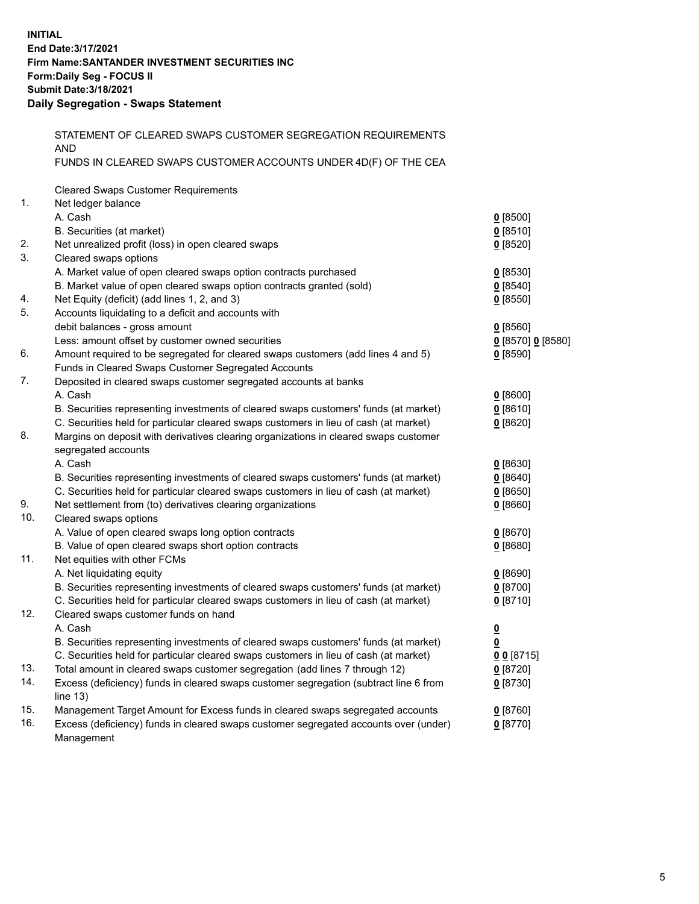**INITIAL**
**End Date:3/17/2021**
**Firm Name:SANTANDER INVESTMENT SECURITIES INC**
**Form:Daily Seg - FOCUS II**
**Submit Date:3/18/2021**
**Daily Segregation - Swaps Statement**

STATEMENT OF CLEARED SWAPS CUSTOMER SEGREGATION REQUIREMENTS AND FUNDS IN CLEARED SWAPS CUSTOMER ACCOUNTS UNDER 4D(F) OF THE CEA

| | | |
|---|---|---|
| | Cleared Swaps Customer Requirements | |
| 1. | Net ledger balance | |
| | A. Cash | 0 [8500] |
| | B. Securities (at market) | 0 [8510] |
| 2. | Net unrealized profit (loss) in open cleared swaps | 0 [8520] |
| 3. | Cleared swaps options | |
| | A. Market value of open cleared swaps option contracts purchased | 0 [8530] |
| | B. Market value of open cleared swaps option contracts granted (sold) | 0 [8540] |
| 4. | Net Equity (deficit) (add lines 1, 2, and 3) | 0 [8550] |
| 5. | Accounts liquidating to a deficit and accounts with debit balances - gross amount | 0 [8560] |
| | Less: amount offset by customer owned securities | 0 [8570] 0 [8580] |
| 6. | Amount required to be segregated for cleared swaps customers (add lines 4 and 5) | 0 [8590] |
| | Funds in Cleared Swaps Customer Segregated Accounts | |
| 7. | Deposited in cleared swaps customer segregated accounts at banks | |
| | A. Cash | 0 [8600] |
| | B. Securities representing investments of cleared swaps customers' funds (at market) | 0 [8610] |
| | C. Securities held for particular cleared swaps customers in lieu of cash (at market) | 0 [8620] |
| 8. | Margins on deposit with derivatives clearing organizations in cleared swaps customer segregated accounts | |
| | A. Cash | 0 [8630] |
| | B. Securities representing investments of cleared swaps customers' funds (at market) | 0 [8640] |
| | C. Securities held for particular cleared swaps customers in lieu of cash (at market) | 0 [8650] |
| 9. | Net settlement from (to) derivatives clearing organizations | 0 [8660] |
| 10. | Cleared swaps options | |
| | A. Value of open cleared swaps long option contracts | 0 [8670] |
| | B. Value of open cleared swaps short option contracts | 0 [8680] |
| 11. | Net equities with other FCMs | |
| | A. Net liquidating equity | 0 [8690] |
| | B. Securities representing investments of cleared swaps customers' funds (at market) | 0 [8700] |
| | C. Securities held for particular cleared swaps customers in lieu of cash (at market) | 0 [8710] |
| 12. | Cleared swaps customer funds on hand | |
| | A. Cash | 0 |
| | B. Securities representing investments of cleared swaps customers' funds (at market) | 0 |
| | C. Securities held for particular cleared swaps customers in lieu of cash (at market) | 0 0 [8715] |
| 13. | Total amount in cleared swaps customer segregation (add lines 7 through 12) | 0 [8720] |
| 14. | Excess (deficiency) funds in cleared swaps customer segregation (subtract line 6 from line 13) | 0 [8730] |
| 15. | Management Target Amount for Excess funds in cleared swaps segregated accounts | 0 [8760] |
| 16. | Excess (deficiency) funds in cleared swaps customer segregated accounts over (under) Management | 0 [8770] |